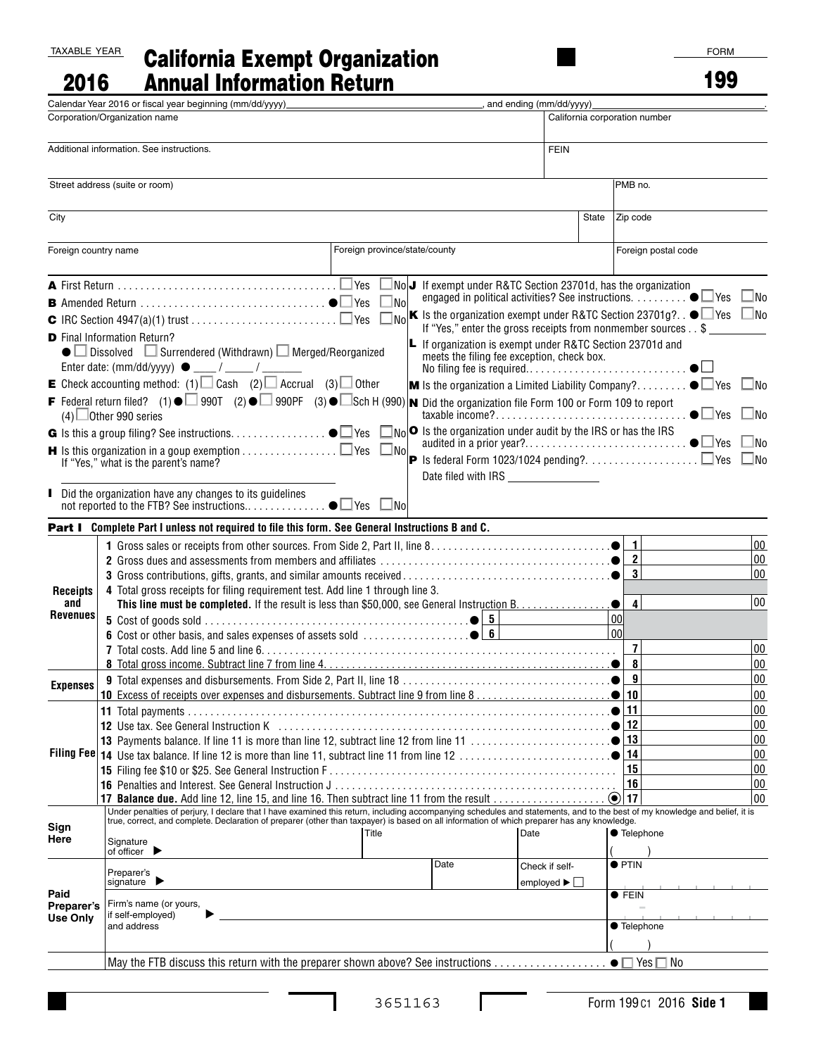TAXABLE YEAR **2016**

# California Exempt Organization Annual Information Return

FORM **199**

Calendar Year 2016 or fiscal year beginning (mm/dd/yyyy)\_\_\_\_\_\_\_\_, and ending (mm/dd/yyyy)\_\_\_\_\_\_\_\_.

| Corporation/Organization name | | California corporation number |
|---|---|---|
| Additional information. See instructions. | | FEIN |
| Street address (suite or room) | | PMB no. |
| City | State | Zip code |
| Foreign country name | Foreign province/state/county | Foreign postal code |

**A** First Return . . . . . ☐ Yes ☐ No

**B** Amended Return . . . . . ● ☐ Yes ☐ No

**C** IRC Section 4947(a)(1) trust . . . . . ☐ Yes ☐ No

**D** Final Information Return?
● ☐ Dissolved ☐ Surrendered (Withdrawn) ☐ Merged/Reorganized
Enter date: (mm/dd/yyyy) ● \_\_\_\_ / \_\_\_\_ / \_\_\_\_\_\_

**E** Check accounting method: (1) ☐ Cash (2) ☐ Accrual (3) ☐ Other

**F** Federal return filed? (1) ● ☐ 990T (2) ● ☐ 990PF (3) ● ☐ Sch H (990) (4) ☐ Other 990 series

**G** Is this a group filing? See instructions. . . . . ● ☐ Yes ☐ No

**H** Is this organization in a goup exemption . . . . . ☐ Yes ☐ No
If "Yes," what is the parent's name? \_\_\_\_\_\_\_\_

**I** Did the organization have any changes to its guidelines not reported to the FTB? See instructions. . . . . ● ☐ Yes ☐ No

**J** If exempt under R&TC Section 23701d, has the organization engaged in political activities? See instructions. . . . . ● ☐ Yes ☐ No

**K** Is the organization exempt under R&TC Section 23701g?. . ● ☐ Yes ☐ No
If "Yes," enter the gross receipts from nonmember sources . . $ \_\_\_\_\_\_

**L** If organization is exempt under R&TC Section 23701d and meets the filing fee exception, check box. No filing fee is required. . . . . ● ☐

**M** Is the organization a Limited Liability Company?. . . . . ● ☐ Yes ☐ No

**N** Did the organization file Form 100 or Form 109 to report taxable income?. . . . . ● ☐ Yes ☐ No

**O** Is the organization under audit by the IRS or has the IRS audited in a prior year?. . . . . ● ☐ Yes ☐ No

**P** Is federal Form 1023/1024 pending?. . . . . ☐ Yes ☐ No
Date filed with IRS \_\_\_\_\_\_\_\_

## Part I Complete Part I unless not required to file this form. See General Instructions B and C.

| Section | Line | | | Line | Amount |
|---|---|---|---|---|---|
| **Receipts and Revenues** | **1** Gross sales or receipts from other sources. From Side 2, Part II, line 8 . . . . . ● | | | **1** | 00 |
| | **2** Gross dues and assessments from members and affiliates . . . . . ● | | | **2** | 00 |
| | **3** Gross contributions, gifts, grants, and similar amounts received . . . . . ● | | | **3** | 00 |
| | **4** Total gross receipts for filing requirement test. Add line 1 through line 3. **This line must be completed.** If the result is less than $50,000, see General Instruction B. . . . . ● | | | **4** | 00 |
| | **5** Cost of goods sold . . . . . ● | **5** | 00 | | |
| | **6** Cost or other basis, and sales expenses of assets sold . . . . . ● | **6** | 00 | | |
| | **7** Total costs. Add line 5 and line 6. . . . . | | | **7** | 00 |
| | **8** Total gross income. Subtract line 7 from line 4. . . . . ● | | | **8** | 00 |
| **Expenses** | **9** Total expenses and disbursements. From Side 2, Part II, line 18 . . . . . ● | | | **9** | 00 |
| | **10** Excess of receipts over expenses and disbursements. Subtract line 9 from line 8 . . . . . ● | | | **10** | 00 |
| **Filing Fee** | **11** Total payments . . . . . ● | | | **11** | 00 |
| | **12** Use tax. See General Instruction K . . . . . ● | | | **12** | 00 |
| | **13** Payments balance. If line 11 is more than line 12, subtract line 12 from line 11 . . . . . ● | | | **13** | 00 |
| | **14** Use tax balance. If line 12 is more than line 11, subtract line 11 from line 12 . . . . . ● | | | **14** | 00 |
| | **15** Filing fee $10 or $25. See General Instruction F . . . . . | | | **15** | 00 |
| | **16** Penalties and Interest. See General Instruction J . . . . . | | | **16** | 00 |
| | **17 Balance due.** Add line 12, line 15, and line 16. Then subtract line 11 from the result . . . . . ⦿ | | | **17** | 00 |

**Sign Here**

Under penalties of perjury, I declare that I have examined this return, including accompanying schedules and statements, and to the best of my knowledge and belief, it is true, correct, and complete. Declaration of preparer (other than taxpayer) is based on all information of which preparer has any knowledge.

| Signature of officer ▶ | Title | Date | ● Telephone ( ) |
|---|---|---|---|

**Paid Preparer's Use Only**

| Preparer's signature ▶ | Date | Check if self-employed ▶ ☐ | ● PTIN |
|---|---|---|---|
| Firm's name (or yours, if self-employed) and address ▶ | | | ● FEIN |
| | | | ● Telephone ( ) |

May the FTB discuss this return with the preparer shown above? See instructions . . . . . ● ☐ Yes ☐ No

3651163

Form 199 C1 2016 **Side 1**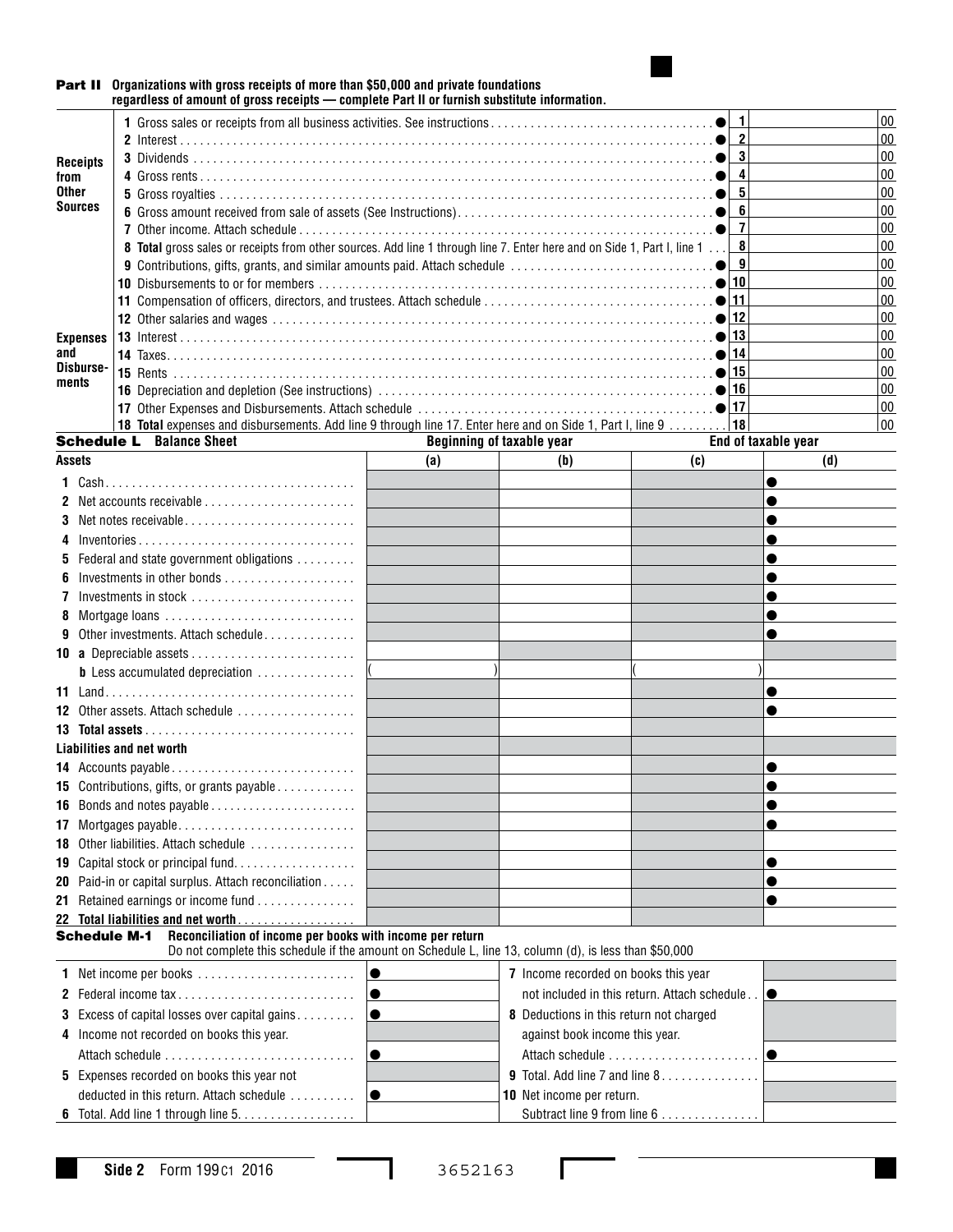**Part II Organizations with gross receipts of more than $50,000 and private foundations regardless of amount of gross receipts — complete Part II or furnish substitute information.**

| | | | |
|---|---|---|---|
| **Receipts from Other Sources** | 1 Gross sales or receipts from all business activities. See instructions | ● 1 | 00 |
| | 2 Interest | ● 2 | 00 |
| | 3 Dividends | ● 3 | 00 |
| | 4 Gross rents | ● 4 | 00 |
| | 5 Gross royalties | ● 5 | 00 |
| | 6 Gross amount received from sale of assets (See Instructions) | ● 6 | 00 |
| | 7 Other income. Attach schedule | ● 7 | 00 |
| | 8 **Total** gross sales or receipts from other sources. Add line 1 through line 7. Enter here and on Side 1, Part I, line 1 | 8 | 00 |
| **Expenses and Disbursements** | 9 Contributions, gifts, grants, and similar amounts paid. Attach schedule | ● 9 | 00 |
| | 10 Disbursements to or for members | ● 10 | 00 |
| | 11 Compensation of officers, directors, and trustees. Attach schedule | ● 11 | 00 |
| | 12 Other salaries and wages | ● 12 | 00 |
| | 13 Interest | ● 13 | 00 |
| | 14 Taxes | ● 14 | 00 |
| | 15 Rents | ● 15 | 00 |
| | 16 Depreciation and depletion (See instructions) | ● 16 | 00 |
| | 17 Other Expenses and Disbursements. Attach schedule | ● 17 | 00 |
| | 18 **Total** expenses and disbursements. Add line 9 through line 17. Enter here and on Side 1, Part I, line 9 | 18 | 00 |

**Schedule L Balance Sheet**

| | Beginning of taxable year | | End of taxable year | |
|---|---|---|---|---|
| **Assets** | (a) | (b) | (c) | (d) |
| 1 Cash | | | | ● |
| 2 Net accounts receivable | | | | ● |
| 3 Net notes receivable | | | | ● |
| 4 Inventories | | | | ● |
| 5 Federal and state government obligations | | | | ● |
| 6 Investments in other bonds | | | | ● |
| 7 Investments in stock | | | | ● |
| 8 Mortgage loans | | | | ● |
| 9 Other investments. Attach schedule | | | | ● |
| 10 a Depreciable assets | | | | |
| b Less accumulated depreciation | ( ) | | ( ) | |
| 11 Land | | | | ● |
| 12 Other assets. Attach schedule | | | | ● |
| 13 **Total assets** | | | | |
| **Liabilities and net worth** | | | | |
| 14 Accounts payable | | | | ● |
| 15 Contributions, gifts, or grants payable | | | | ● |
| 16 Bonds and notes payable | | | | ● |
| 17 Mortgages payable | | | | ● |
| 18 Other liabilities. Attach schedule | | | | |
| 19 Capital stock or principal fund | | | | ● |
| 20 Paid-in or capital surplus. Attach reconciliation | | | | ● |
| 21 Retained earnings or income fund | | | | ● |
| 22 **Total liabilities and net worth** | | | | |

**Schedule M-1 Reconciliation of income per books with income per return**
Do not complete this schedule if the amount on Schedule L, line 13, column (d), is less than $50,000

| | | | |
|---|---|---|---|
| 1 Net income per books | ● | 7 Income recorded on books this year not included in this return. Attach schedule | ● |
| 2 Federal income tax | ● | 8 Deductions in this return not charged against book income this year. Attach schedule | ● |
| 3 Excess of capital losses over capital gains | ● | 9 Total. Add line 7 and line 8 | |
| 4 Income not recorded on books this year. Attach schedule | ● | 10 Net income per return. Subtract line 9 from line 6 | |
| 5 Expenses recorded on books this year not deducted in this return. Attach schedule | ● | | |
| 6 Total. Add line 1 through line 5 | | | |

Side 2 Form 199C1 2016 3652163